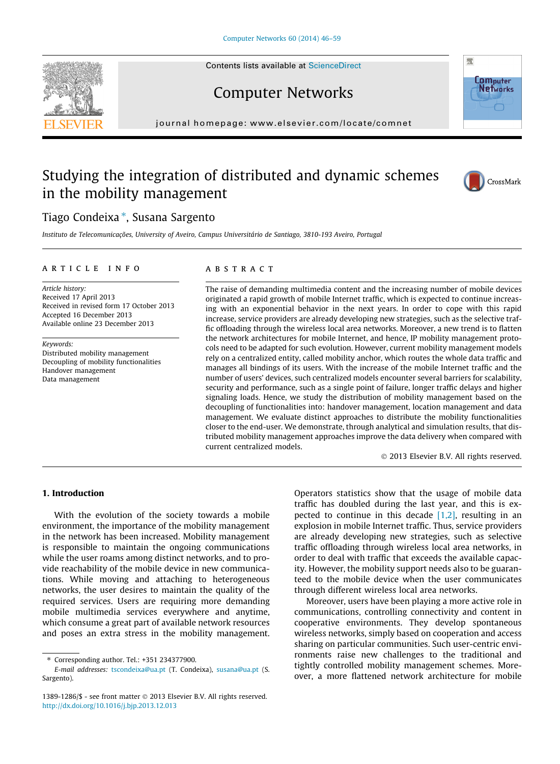# Studying the integration of distributed and dynamic schemes in the mobility management

Tiago Condeixa *, Susana Sargento

*Instituto de Telecomunicações, University of Aveiro, Campus Universitário de Santiago, 3810-193 Aveiro, Portugal*

## ARTICLE INFO

*Article history:*
Received 17 April 2013
Received in revised form 17 October 2013
Accepted 16 December 2013
Available online 23 December 2013

*Keywords:*
Distributed mobility management
Decoupling of mobility functionalities
Handover management
Data management

## ABSTRACT

The raise of demanding multimedia content and the increasing number of mobile devices originated a rapid growth of mobile Internet traffic, which is expected to continue increasing with an exponential behavior in the next years. In order to cope with this rapid increase, service providers are already developing new strategies, such as the selective traffic offloading through the wireless local area networks. Moreover, a new trend is to flatten the network architectures for mobile Internet, and hence, IP mobility management protocols need to be adapted for such evolution. However, current mobility management models rely on a centralized entity, called mobility anchor, which routes the whole data traffic and manages all bindings of its users. With the increase of the mobile Internet traffic and the number of users' devices, such centralized models encounter several barriers for scalability, security and performance, such as a single point of failure, longer traffic delays and higher signaling loads. Hence, we study the distribution of mobility management based on the decoupling of functionalities into: handover management, location management and data management. We evaluate distinct approaches to distribute the mobility functionalities closer to the end-user. We demonstrate, through analytical and simulation results, that distributed mobility management approaches improve the data delivery when compared with current centralized models.

© 2013 Elsevier B.V. All rights reserved.

## 1. Introduction

With the evolution of the society towards a mobile environment, the importance of the mobility management in the network has been increased. Mobility management is responsible to maintain the ongoing communications while the user roams among distinct networks, and to provide reachability of the mobile device in new communications. While moving and attaching to heterogeneous networks, the user desires to maintain the quality of the required services. Users are requiring more demanding mobile multimedia services everywhere and anytime, which consume a great part of available network resources and poses an extra stress in the mobility management. Operators statistics show that the usage of mobile data traffic has doubled during the last year, and this is expected to continue in this decade [1,2], resulting in an explosion in mobile Internet traffic. Thus, service providers are already developing new strategies, such as selective traffic offloading through wireless local area networks, in order to deal with traffic that exceeds the available capacity. However, the mobility support needs also to be guaranteed to the mobile device when the user communicates through different wireless local area networks.

Moreover, users have been playing a more active role in communications, controlling connectivity and content in cooperative environments. They develop spontaneous wireless networks, simply based on cooperation and access sharing on particular communities. Such user-centric environments raise new challenges to the traditional and tightly controlled mobility management schemes. Moreover, a more flattened network architecture for mobile

* Corresponding author. Tel.: +351 234377900.
*E-mail addresses:* tscondeixa@ua.pt (T. Condeixa), susana@ua.pt (S. Sargento).

1389-1286/$ - see front matter © 2013 Elsevier B.V. All rights reserved.
http://dx.doi.org/10.1016/j.bjp.2013.12.013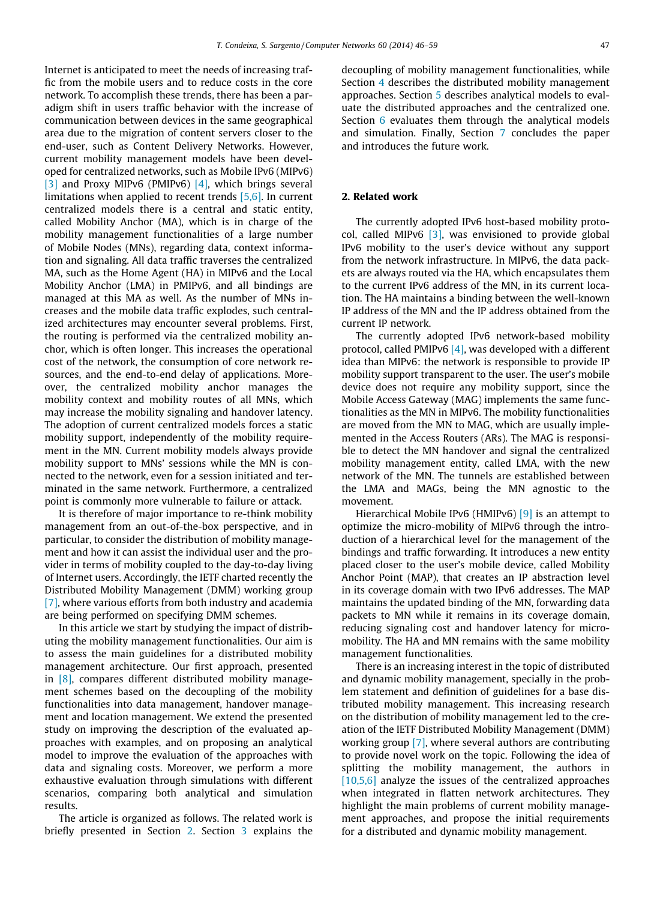Internet is anticipated to meet the needs of increasing traffic from the mobile users and to reduce costs in the core network. To accomplish these trends, there has been a paradigm shift in users traffic behavior with the increase of communication between devices in the same geographical area due to the migration of content servers closer to the end-user, such as Content Delivery Networks. However, current mobility management models have been developed for centralized networks, such as Mobile IPv6 (MIPv6) [3] and Proxy MIPv6 (PMIPv6) [4], which brings several limitations when applied to recent trends [5,6]. In current centralized models there is a central and static entity, called Mobility Anchor (MA), which is in charge of the mobility management functionalities of a large number of Mobile Nodes (MNs), regarding data, context information and signaling. All data traffic traverses the centralized MA, such as the Home Agent (HA) in MIPv6 and the Local Mobility Anchor (LMA) in PMIPv6, and all bindings are managed at this MA as well. As the number of MNs increases and the mobile data traffic explodes, such centralized architectures may encounter several problems. First, the routing is performed via the centralized mobility anchor, which is often longer. This increases the operational cost of the network, the consumption of core network resources, and the end-to-end delay of applications. Moreover, the centralized mobility anchor manages the mobility context and mobility routes of all MNs, which may increase the mobility signaling and handover latency. The adoption of current centralized models forces a static mobility support, independently of the mobility requirement in the MN. Current mobility models always provide mobility support to MNs' sessions while the MN is connected to the network, even for a session initiated and terminated in the same network. Furthermore, a centralized point is commonly more vulnerable to failure or attack.

It is therefore of major importance to re-think mobility management from an out-of-the-box perspective, and in particular, to consider the distribution of mobility management and how it can assist the individual user and the provider in terms of mobility coupled to the day-to-day living of Internet users. Accordingly, the IETF charted recently the Distributed Mobility Management (DMM) working group [7], where various efforts from both industry and academia are being performed on specifying DMM schemes.

In this article we start by studying the impact of distributing the mobility management functionalities. Our aim is to assess the main guidelines for a distributed mobility management architecture. Our first approach, presented in [8], compares different distributed mobility management schemes based on the decoupling of the mobility functionalities into data management, handover management and location management. We extend the presented study on improving the description of the evaluated approaches with examples, and on proposing an analytical model to improve the evaluation of the approaches with data and signaling costs. Moreover, we perform a more exhaustive evaluation through simulations with different scenarios, comparing both analytical and simulation results.

The article is organized as follows. The related work is briefly presented in Section 2. Section 3 explains the decoupling of mobility management functionalities, while Section 4 describes the distributed mobility management approaches. Section 5 describes analytical models to evaluate the distributed approaches and the centralized one. Section 6 evaluates them through the analytical models and simulation. Finally, Section 7 concludes the paper and introduces the future work.

## 2. Related work

The currently adopted IPv6 host-based mobility protocol, called MIPv6 [3], was envisioned to provide global IPv6 mobility to the user's device without any support from the network infrastructure. In MIPv6, the data packets are always routed via the HA, which encapsulates them to the current IPv6 address of the MN, in its current location. The HA maintains a binding between the well-known IP address of the MN and the IP address obtained from the current IP network.

The currently adopted IPv6 network-based mobility protocol, called PMIPv6 [4], was developed with a different idea than MIPv6: the network is responsible to provide IP mobility support transparent to the user. The user's mobile device does not require any mobility support, since the Mobile Access Gateway (MAG) implements the same functionalities as the MN in MIPv6. The mobility functionalities are moved from the MN to MAG, which are usually implemented in the Access Routers (ARs). The MAG is responsible to detect the MN handover and signal the centralized mobility management entity, called LMA, with the new network of the MN. The tunnels are established between the LMA and MAGs, being the MN agnostic to the movement.

Hierarchical Mobile IPv6 (HMIPv6) [9] is an attempt to optimize the micro-mobility of MIPv6 through the introduction of a hierarchical level for the management of the bindings and traffic forwarding. It introduces a new entity placed closer to the user's mobile device, called Mobility Anchor Point (MAP), that creates an IP abstraction level in its coverage domain with two IPv6 addresses. The MAP maintains the updated binding of the MN, forwarding data packets to MN while it remains in its coverage domain, reducing signaling cost and handover latency for micro-mobility. The HA and MN remains with the same mobility management functionalities.

There is an increasing interest in the topic of distributed and dynamic mobility management, specially in the problem statement and definition of guidelines for a base distributed mobility management. This increasing research on the distribution of mobility management led to the creation of the IETF Distributed Mobility Management (DMM) working group [7], where several authors are contributing to provide novel work on the topic. Following the idea of splitting the mobility management, the authors in [10,5,6] analyze the issues of the centralized approaches when integrated in flatten network architectures. They highlight the main problems of current mobility management approaches, and propose the initial requirements for a distributed and dynamic mobility management.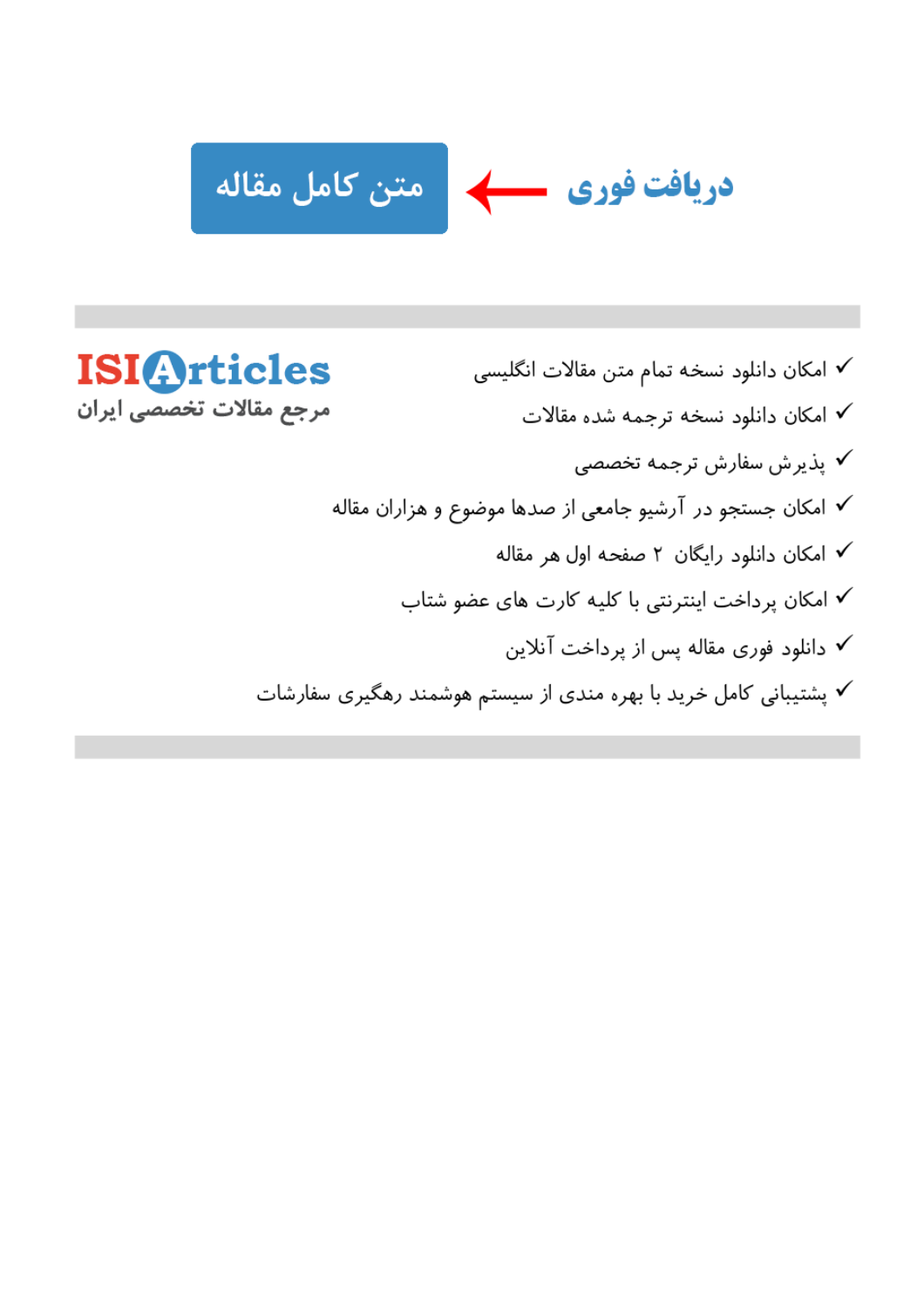دریافت فوری ← متن کامل مقاله

**ISIArticles**
مرجع مقالات تخصصی ایران

- ✓ امکان دانلود نسخه تمام متن مقالات انگلیسی
- ✓ امکان دانلود نسخه ترجمه شده مقالات
- ✓ پذیرش سفارش ترجمه تخصصی
- ✓ امکان جستجو در آرشیو جامعی از صدها موضوع و هزاران مقاله
- ✓ امکان دانلود رایگان ۲ صفحه اول هر مقاله
- ✓ امکان پرداخت اینترنتی با کلیه کارت های عضو شتاب
- ✓ دانلود فوری مقاله پس از پرداخت آنلاین
- ✓ پشتیبانی کامل خرید با بهره مندی از سیستم هوشمند رهگیری سفارشات